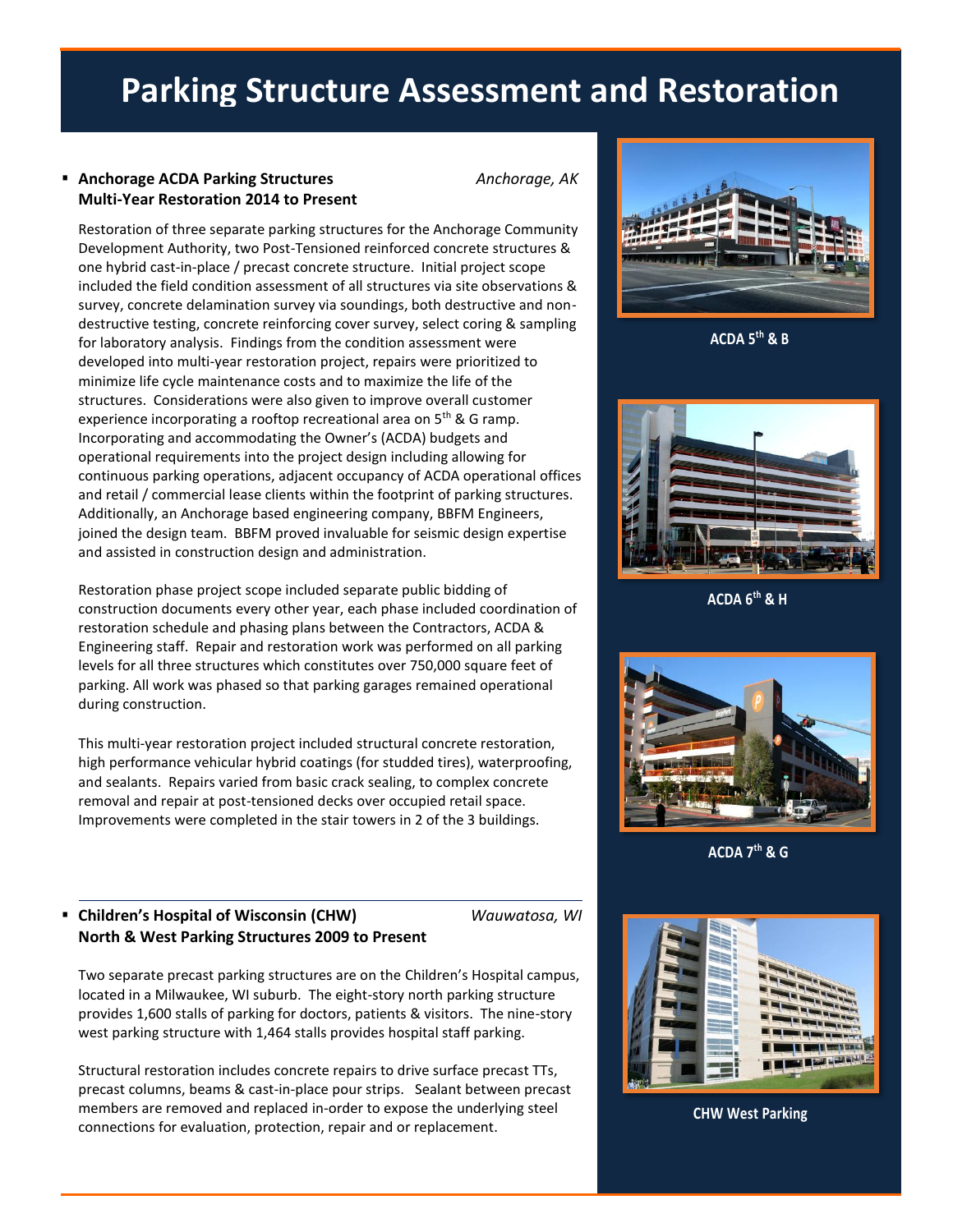# Parking Structure Assessment and Restoration

- **Anchorage ACDA Parking Structures** *Anchorage, AK*
  **Multi-Year Restoration 2014 to Present**

Restoration of three separate parking structures for the Anchorage Community Development Authority, two Post-Tensioned reinforced concrete structures & one hybrid cast-in-place / precast concrete structure. Initial project scope included the field condition assessment of all structures via site observations & survey, concrete delamination survey via soundings, both destructive and non-destructive testing, concrete reinforcing cover survey, select coring & sampling for laboratory analysis. Findings from the condition assessment were developed into multi-year restoration project, repairs were prioritized to minimize life cycle maintenance costs and to maximize the life of the structures. Considerations were also given to improve overall customer experience incorporating a rooftop recreational area on 5th & G ramp. Incorporating and accommodating the Owner's (ACDA) budgets and operational requirements into the project design including allowing for continuous parking operations, adjacent occupancy of ACDA operational offices and retail / commercial lease clients within the footprint of parking structures. Additionally, an Anchorage based engineering company, BBFM Engineers, joined the design team. BBFM proved invaluable for seismic design expertise and assisted in construction design and administration.

Restoration phase project scope included separate public bidding of construction documents every other year, each phase included coordination of restoration schedule and phasing plans between the Contractors, ACDA & Engineering staff. Repair and restoration work was performed on all parking levels for all three structures which constitutes over 750,000 square feet of parking. All work was phased so that parking garages remained operational during construction.

This multi-year restoration project included structural concrete restoration, high performance vehicular hybrid coatings (for studded tires), waterproofing, and sealants. Repairs varied from basic crack sealing, to complex concrete removal and repair at post-tensioned decks over occupied retail space. Improvements were completed in the stair towers in 2 of the 3 buildings.

ACDA 5th & B

ACDA 6th & H

ACDA 7th & G

- **Children's Hospital of Wisconsin (CHW)** *Wauwatosa, WI*
  **North & West Parking Structures 2009 to Present**

Two separate precast parking structures are on the Children's Hospital campus, located in a Milwaukee, WI suburb. The eight-story north parking structure provides 1,600 stalls of parking for doctors, patients & visitors. The nine-story west parking structure with 1,464 stalls provides hospital staff parking.

Structural restoration includes concrete repairs to drive surface precast TTs, precast columns, beams & cast-in-place pour strips. Sealant between precast members are removed and replaced in-order to expose the underlying steel connections for evaluation, protection, repair and or replacement.

CHW West Parking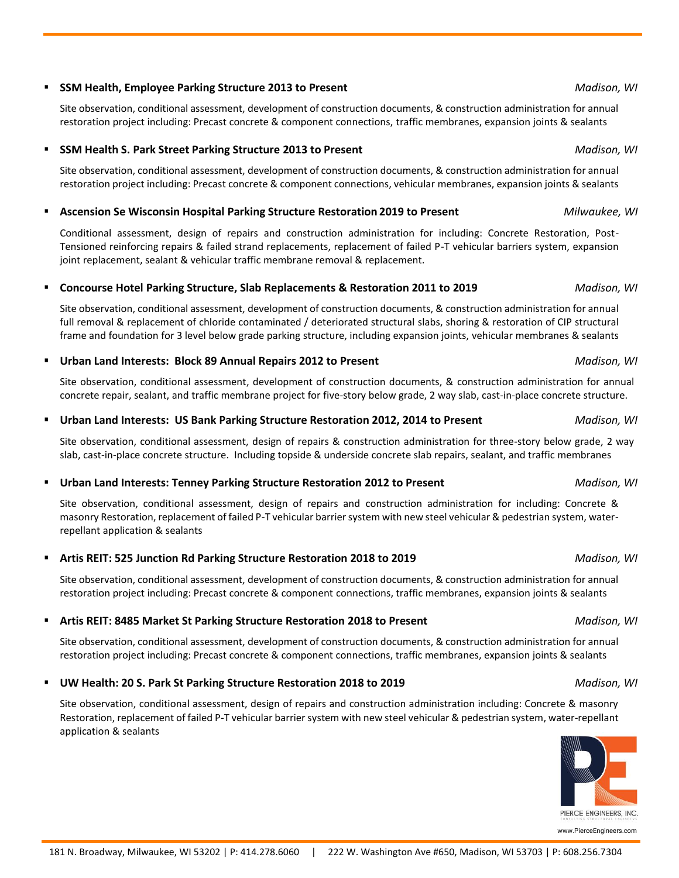- **SSM Health, Employee Parking Structure 2013 to Present** *Madison, WI*

  Site observation, conditional assessment, development of construction documents, & construction administration for annual restoration project including: Precast concrete & component connections, traffic membranes, expansion joints & sealants

- **SSM Health S. Park Street Parking Structure 2013 to Present** *Madison, WI*

  Site observation, conditional assessment, development of construction documents, & construction administration for annual restoration project including: Precast concrete & component connections, vehicular membranes, expansion joints & sealants

- **Ascension Se Wisconsin Hospital Parking Structure Restoration 2019 to Present** *Milwaukee, WI*

  Conditional assessment, design of repairs and construction administration for including: Concrete Restoration, Post-Tensioned reinforcing repairs & failed strand replacements, replacement of failed P-T vehicular barriers system, expansion joint replacement, sealant & vehicular traffic membrane removal & replacement.

- **Concourse Hotel Parking Structure, Slab Replacements & Restoration 2011 to 2019** *Madison, WI*

  Site observation, conditional assessment, development of construction documents, & construction administration for annual full removal & replacement of chloride contaminated / deteriorated structural slabs, shoring & restoration of CIP structural frame and foundation for 3 level below grade parking structure, including expansion joints, vehicular membranes & sealants

- **Urban Land Interests: Block 89 Annual Repairs 2012 to Present** *Madison, WI*

  Site observation, conditional assessment, development of construction documents, & construction administration for annual concrete repair, sealant, and traffic membrane project for five-story below grade, 2 way slab, cast-in-place concrete structure.

- **Urban Land Interests: US Bank Parking Structure Restoration 2012, 2014 to Present** *Madison, WI*

  Site observation, conditional assessment, design of repairs & construction administration for three-story below grade, 2 way slab, cast-in-place concrete structure. Including topside & underside concrete slab repairs, sealant, and traffic membranes

- **Urban Land Interests: Tenney Parking Structure Restoration 2012 to Present** *Madison, WI*

  Site observation, conditional assessment, design of repairs and construction administration for including: Concrete & masonry Restoration, replacement of failed P-T vehicular barrier system with new steel vehicular & pedestrian system, water-repellant application & sealants

- **Artis REIT: 525 Junction Rd Parking Structure Restoration 2018 to 2019** *Madison, WI*

  Site observation, conditional assessment, development of construction documents, & construction administration for annual restoration project including: Precast concrete & component connections, traffic membranes, expansion joints & sealants

- **Artis REIT: 8485 Market St Parking Structure Restoration 2018 to Present** *Madison, WI*

  Site observation, conditional assessment, development of construction documents, & construction administration for annual restoration project including: Precast concrete & component connections, traffic membranes, expansion joints & sealants

- **UW Health: 20 S. Park St Parking Structure Restoration 2018 to 2019** *Madison, WI*

  Site observation, conditional assessment, design of repairs and construction administration including: Concrete & masonry Restoration, replacement of failed P-T vehicular barrier system with new steel vehicular & pedestrian system, water-repellant application & sealants